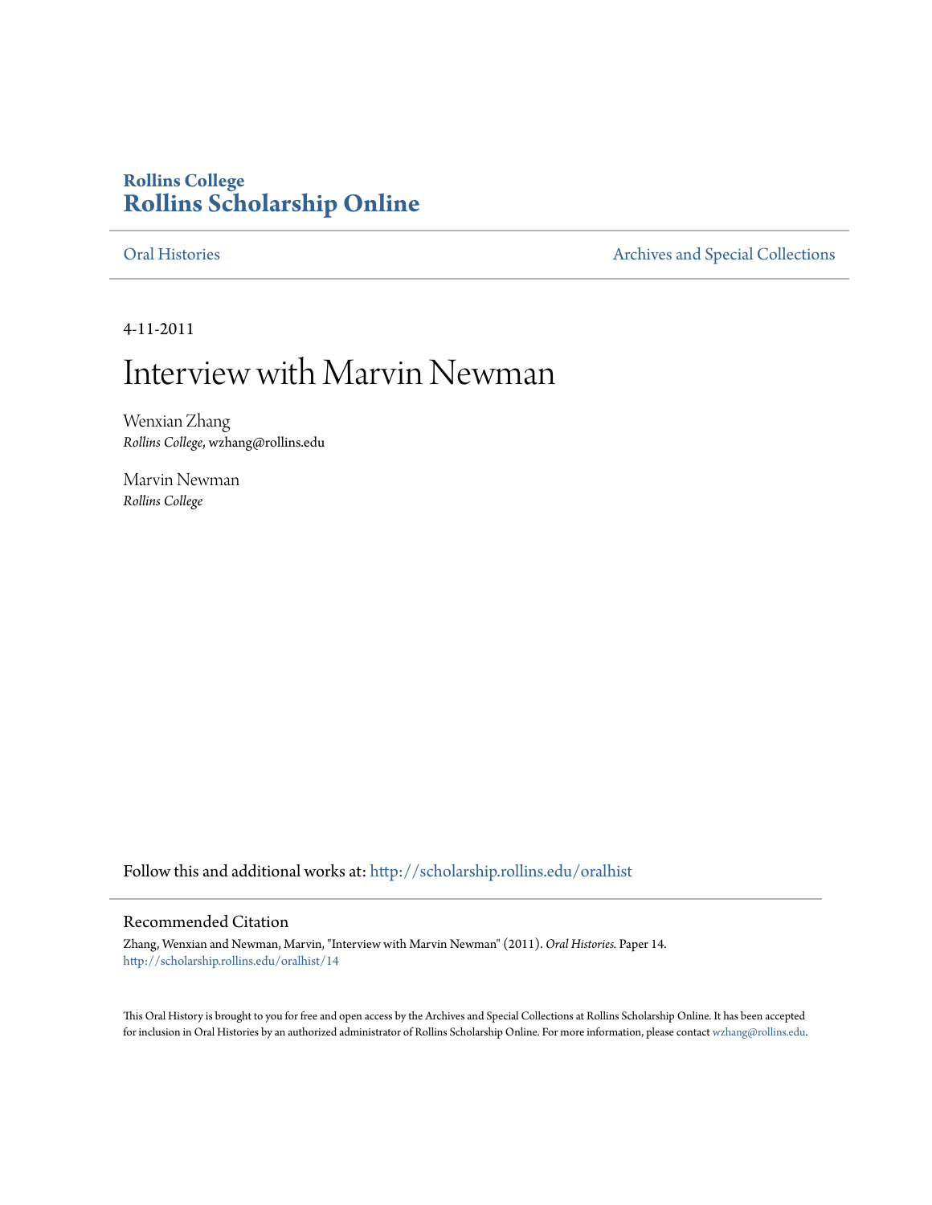**Rollins College**
**Rollins Scholarship Online**

Oral Histories | Archives and Special Collections

4-11-2011

# Interview with Marvin Newman

Wenxian Zhang
*Rollins College*, wzhang@rollins.edu

Marvin Newman
*Rollins College*

Follow this and additional works at: http://scholarship.rollins.edu/oralhist

## Recommended Citation

Zhang, Wenxian and Newman, Marvin, "Interview with Marvin Newman" (2011). *Oral Histories.* Paper 14.
http://scholarship.rollins.edu/oralhist/14

This Oral History is brought to you for free and open access by the Archives and Special Collections at Rollins Scholarship Online. It has been accepted for inclusion in Oral Histories by an authorized administrator of Rollins Scholarship Online. For more information, please contact wzhang@rollins.edu.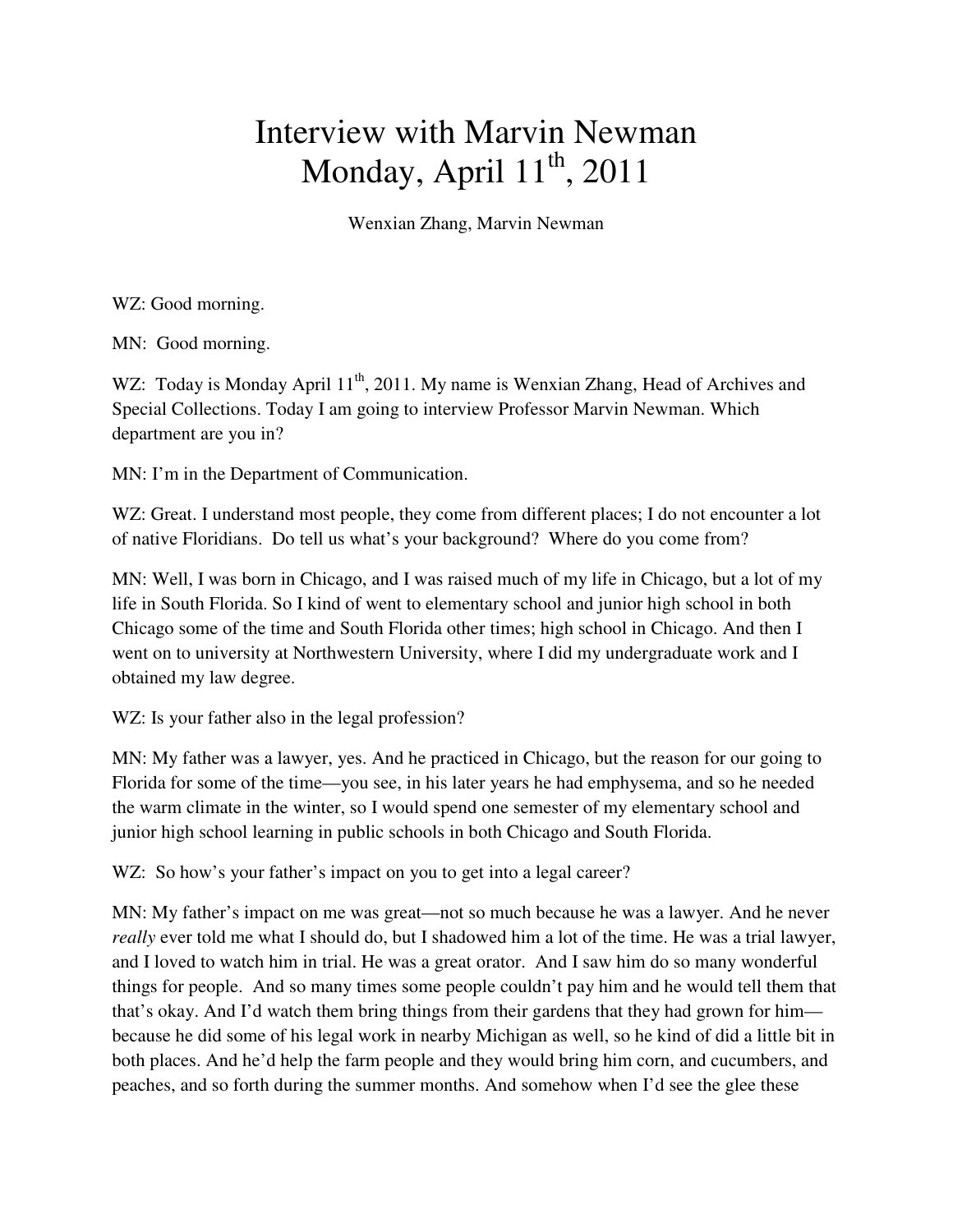# Interview with Marvin Newman
# Monday, April 11th, 2011

Wenxian Zhang, Marvin Newman

WZ: Good morning.

MN: Good morning.

WZ: Today is Monday April 11th, 2011. My name is Wenxian Zhang, Head of Archives and Special Collections. Today I am going to interview Professor Marvin Newman. Which department are you in?

MN: I'm in the Department of Communication.

WZ: Great. I understand most people, they come from different places; I do not encounter a lot of native Floridians. Do tell us what's your background? Where do you come from?

MN: Well, I was born in Chicago, and I was raised much of my life in Chicago, but a lot of my life in South Florida. So I kind of went to elementary school and junior high school in both Chicago some of the time and South Florida other times; high school in Chicago. And then I went on to university at Northwestern University, where I did my undergraduate work and I obtained my law degree.

WZ: Is your father also in the legal profession?

MN: My father was a lawyer, yes. And he practiced in Chicago, but the reason for our going to Florida for some of the time—you see, in his later years he had emphysema, and so he needed the warm climate in the winter, so I would spend one semester of my elementary school and junior high school learning in public schools in both Chicago and South Florida.

WZ: So how's your father's impact on you to get into a legal career?

MN: My father's impact on me was great—not so much because he was a lawyer. And he never *really* ever told me what I should do, but I shadowed him a lot of the time. He was a trial lawyer, and I loved to watch him in trial. He was a great orator. And I saw him do so many wonderful things for people. And so many times some people couldn't pay him and he would tell them that that's okay. And I'd watch them bring things from their gardens that they had grown for him—because he did some of his legal work in nearby Michigan as well, so he kind of did a little bit in both places. And he'd help the farm people and they would bring him corn, and cucumbers, and peaches, and so forth during the summer months. And somehow when I'd see the glee these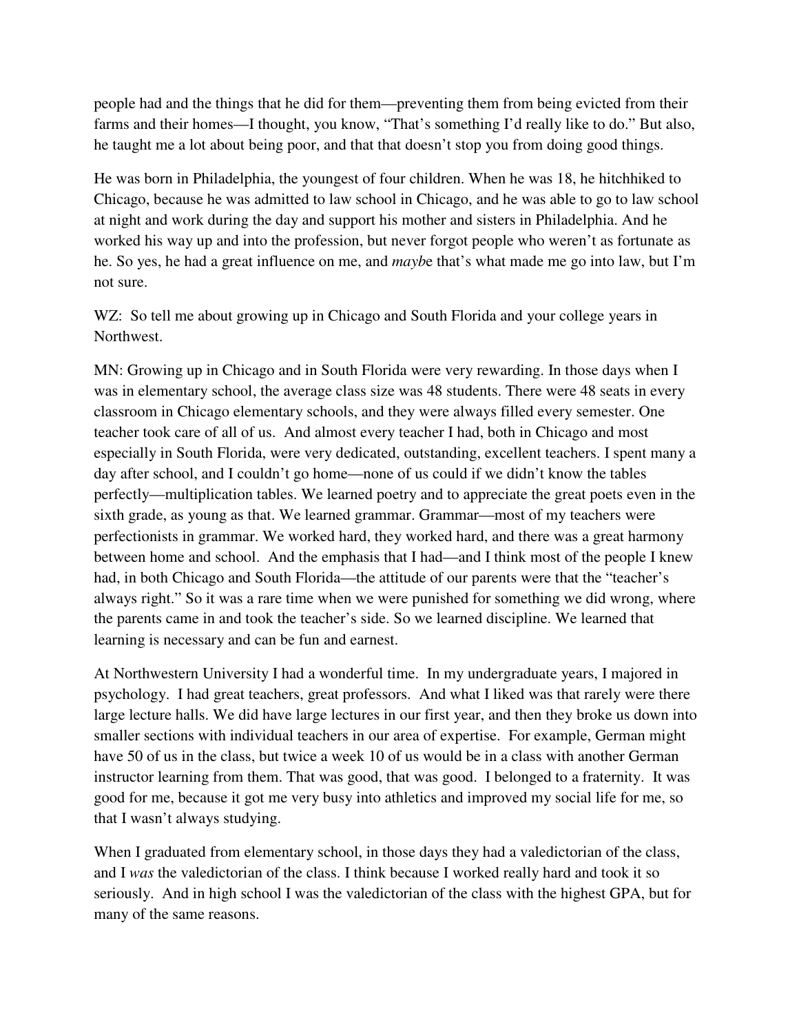people had and the things that he did for them—preventing them from being evicted from their farms and their homes—I thought, you know, "That's something I'd really like to do." But also, he taught me a lot about being poor, and that that doesn't stop you from doing good things.

He was born in Philadelphia, the youngest of four children. When he was 18, he hitchhiked to Chicago, because he was admitted to law school in Chicago, and he was able to go to law school at night and work during the day and support his mother and sisters in Philadelphia. And he worked his way up and into the profession, but never forgot people who weren't as fortunate as he. So yes, he had a great influence on me, and *mayb*e that's what made me go into law, but I'm not sure.

WZ: So tell me about growing up in Chicago and South Florida and your college years in Northwest.

MN: Growing up in Chicago and in South Florida were very rewarding. In those days when I was in elementary school, the average class size was 48 students. There were 48 seats in every classroom in Chicago elementary schools, and they were always filled every semester. One teacher took care of all of us. And almost every teacher I had, both in Chicago and most especially in South Florida, were very dedicated, outstanding, excellent teachers. I spent many a day after school, and I couldn't go home—none of us could if we didn't know the tables perfectly—multiplication tables. We learned poetry and to appreciate the great poets even in the sixth grade, as young as that. We learned grammar. Grammar—most of my teachers were perfectionists in grammar. We worked hard, they worked hard, and there was a great harmony between home and school. And the emphasis that I had—and I think most of the people I knew had, in both Chicago and South Florida—the attitude of our parents were that the "teacher's always right." So it was a rare time when we were punished for something we did wrong, where the parents came in and took the teacher's side. So we learned discipline. We learned that learning is necessary and can be fun and earnest.

At Northwestern University I had a wonderful time. In my undergraduate years, I majored in psychology. I had great teachers, great professors. And what I liked was that rarely were there large lecture halls. We did have large lectures in our first year, and then they broke us down into smaller sections with individual teachers in our area of expertise. For example, German might have 50 of us in the class, but twice a week 10 of us would be in a class with another German instructor learning from them. That was good, that was good. I belonged to a fraternity. It was good for me, because it got me very busy into athletics and improved my social life for me, so that I wasn't always studying.

When I graduated from elementary school, in those days they had a valedictorian of the class, and I *was* the valedictorian of the class. I think because I worked really hard and took it so seriously. And in high school I was the valedictorian of the class with the highest GPA, but for many of the same reasons.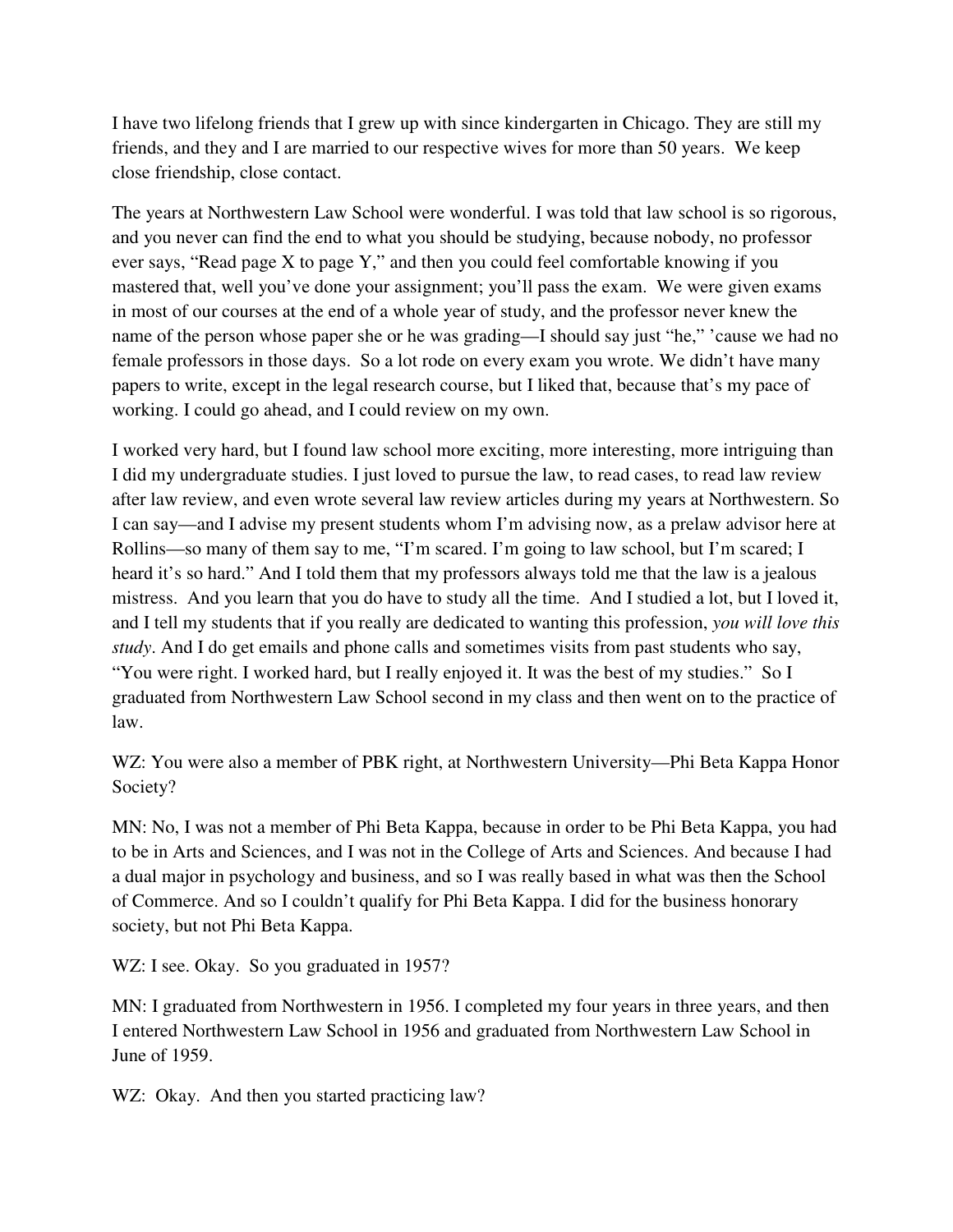I have two lifelong friends that I grew up with since kindergarten in Chicago. They are still my friends, and they and I are married to our respective wives for more than 50 years. We keep close friendship, close contact.

The years at Northwestern Law School were wonderful. I was told that law school is so rigorous, and you never can find the end to what you should be studying, because nobody, no professor ever says, "Read page X to page Y," and then you could feel comfortable knowing if you mastered that, well you've done your assignment; you'll pass the exam. We were given exams in most of our courses at the end of a whole year of study, and the professor never knew the name of the person whose paper she or he was grading—I should say just "he," 'cause we had no female professors in those days. So a lot rode on every exam you wrote. We didn't have many papers to write, except in the legal research course, but I liked that, because that's my pace of working. I could go ahead, and I could review on my own.

I worked very hard, but I found law school more exciting, more interesting, more intriguing than I did my undergraduate studies. I just loved to pursue the law, to read cases, to read law review after law review, and even wrote several law review articles during my years at Northwestern. So I can say—and I advise my present students whom I'm advising now, as a prelaw advisor here at Rollins—so many of them say to me, "I'm scared. I'm going to law school, but I'm scared; I heard it's so hard." And I told them that my professors always told me that the law is a jealous mistress. And you learn that you do have to study all the time. And I studied a lot, but I loved it, and I tell my students that if you really are dedicated to wanting this profession, *you will love this study*. And I do get emails and phone calls and sometimes visits from past students who say, "You were right. I worked hard, but I really enjoyed it. It was the best of my studies." So I graduated from Northwestern Law School second in my class and then went on to the practice of law.

WZ: You were also a member of PBK right, at Northwestern University—Phi Beta Kappa Honor Society?

MN: No, I was not a member of Phi Beta Kappa, because in order to be Phi Beta Kappa, you had to be in Arts and Sciences, and I was not in the College of Arts and Sciences. And because I had a dual major in psychology and business, and so I was really based in what was then the School of Commerce. And so I couldn't qualify for Phi Beta Kappa. I did for the business honorary society, but not Phi Beta Kappa.

WZ: I see. Okay. So you graduated in 1957?

MN: I graduated from Northwestern in 1956. I completed my four years in three years, and then I entered Northwestern Law School in 1956 and graduated from Northwestern Law School in June of 1959.

WZ: Okay. And then you started practicing law?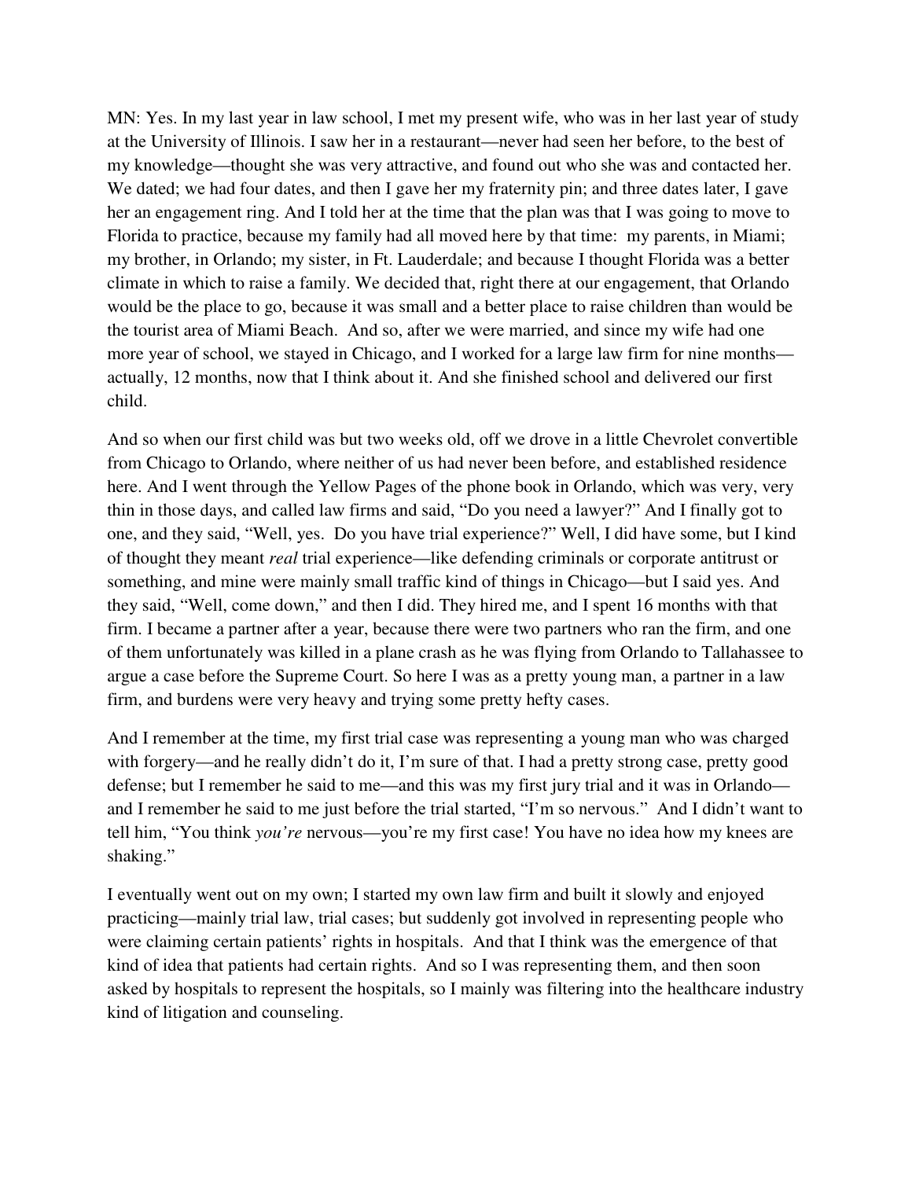MN: Yes. In my last year in law school, I met my present wife, who was in her last year of study at the University of Illinois. I saw her in a restaurant—never had seen her before, to the best of my knowledge—thought she was very attractive, and found out who she was and contacted her. We dated; we had four dates, and then I gave her my fraternity pin; and three dates later, I gave her an engagement ring. And I told her at the time that the plan was that I was going to move to Florida to practice, because my family had all moved here by that time: my parents, in Miami; my brother, in Orlando; my sister, in Ft. Lauderdale; and because I thought Florida was a better climate in which to raise a family. We decided that, right there at our engagement, that Orlando would be the place to go, because it was small and a better place to raise children than would be the tourist area of Miami Beach. And so, after we were married, and since my wife had one more year of school, we stayed in Chicago, and I worked for a large law firm for nine months—actually, 12 months, now that I think about it. And she finished school and delivered our first child.

And so when our first child was but two weeks old, off we drove in a little Chevrolet convertible from Chicago to Orlando, where neither of us had never been before, and established residence here. And I went through the Yellow Pages of the phone book in Orlando, which was very, very thin in those days, and called law firms and said, "Do you need a lawyer?" And I finally got to one, and they said, "Well, yes. Do you have trial experience?" Well, I did have some, but I kind of thought they meant *real* trial experience—like defending criminals or corporate antitrust or something, and mine were mainly small traffic kind of things in Chicago—but I said yes. And they said, "Well, come down," and then I did. They hired me, and I spent 16 months with that firm. I became a partner after a year, because there were two partners who ran the firm, and one of them unfortunately was killed in a plane crash as he was flying from Orlando to Tallahassee to argue a case before the Supreme Court. So here I was as a pretty young man, a partner in a law firm, and burdens were very heavy and trying some pretty hefty cases.

And I remember at the time, my first trial case was representing a young man who was charged with forgery—and he really didn't do it, I'm sure of that. I had a pretty strong case, pretty good defense; but I remember he said to me—and this was my first jury trial and it was in Orlando—and I remember he said to me just before the trial started, "I'm so nervous." And I didn't want to tell him, "You think *you're* nervous—you're my first case! You have no idea how my knees are shaking."

I eventually went out on my own; I started my own law firm and built it slowly and enjoyed practicing—mainly trial law, trial cases; but suddenly got involved in representing people who were claiming certain patients' rights in hospitals. And that I think was the emergence of that kind of idea that patients had certain rights. And so I was representing them, and then soon asked by hospitals to represent the hospitals, so I mainly was filtering into the healthcare industry kind of litigation and counseling.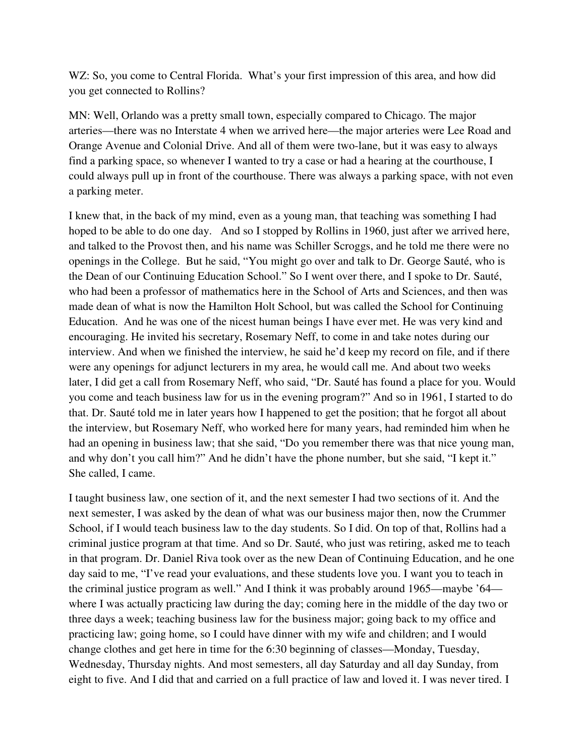WZ: So, you come to Central Florida. What's your first impression of this area, and how did you get connected to Rollins?

MN: Well, Orlando was a pretty small town, especially compared to Chicago. The major arteries—there was no Interstate 4 when we arrived here—the major arteries were Lee Road and Orange Avenue and Colonial Drive. And all of them were two-lane, but it was easy to always find a parking space, so whenever I wanted to try a case or had a hearing at the courthouse, I could always pull up in front of the courthouse. There was always a parking space, with not even a parking meter.

I knew that, in the back of my mind, even as a young man, that teaching was something I had hoped to be able to do one day. And so I stopped by Rollins in 1960, just after we arrived here, and talked to the Provost then, and his name was Schiller Scroggs, and he told me there were no openings in the College. But he said, "You might go over and talk to Dr. George Sauté, who is the Dean of our Continuing Education School." So I went over there, and I spoke to Dr. Sauté, who had been a professor of mathematics here in the School of Arts and Sciences, and then was made dean of what is now the Hamilton Holt School, but was called the School for Continuing Education. And he was one of the nicest human beings I have ever met. He was very kind and encouraging. He invited his secretary, Rosemary Neff, to come in and take notes during our interview. And when we finished the interview, he said he'd keep my record on file, and if there were any openings for adjunct lecturers in my area, he would call me. And about two weeks later, I did get a call from Rosemary Neff, who said, "Dr. Sauté has found a place for you. Would you come and teach business law for us in the evening program?" And so in 1961, I started to do that. Dr. Sauté told me in later years how I happened to get the position; that he forgot all about the interview, but Rosemary Neff, who worked here for many years, had reminded him when he had an opening in business law; that she said, "Do you remember there was that nice young man, and why don't you call him?" And he didn't have the phone number, but she said, "I kept it." She called, I came.

I taught business law, one section of it, and the next semester I had two sections of it. And the next semester, I was asked by the dean of what was our business major then, now the Crummer School, if I would teach business law to the day students. So I did. On top of that, Rollins had a criminal justice program at that time. And so Dr. Sauté, who just was retiring, asked me to teach in that program. Dr. Daniel Riva took over as the new Dean of Continuing Education, and he one day said to me, "I've read your evaluations, and these students love you. I want you to teach in the criminal justice program as well." And I think it was probably around 1965—maybe '64—where I was actually practicing law during the day; coming here in the middle of the day two or three days a week; teaching business law for the business major; going back to my office and practicing law; going home, so I could have dinner with my wife and children; and I would change clothes and get here in time for the 6:30 beginning of classes—Monday, Tuesday, Wednesday, Thursday nights. And most semesters, all day Saturday and all day Sunday, from eight to five. And I did that and carried on a full practice of law and loved it. I was never tired. I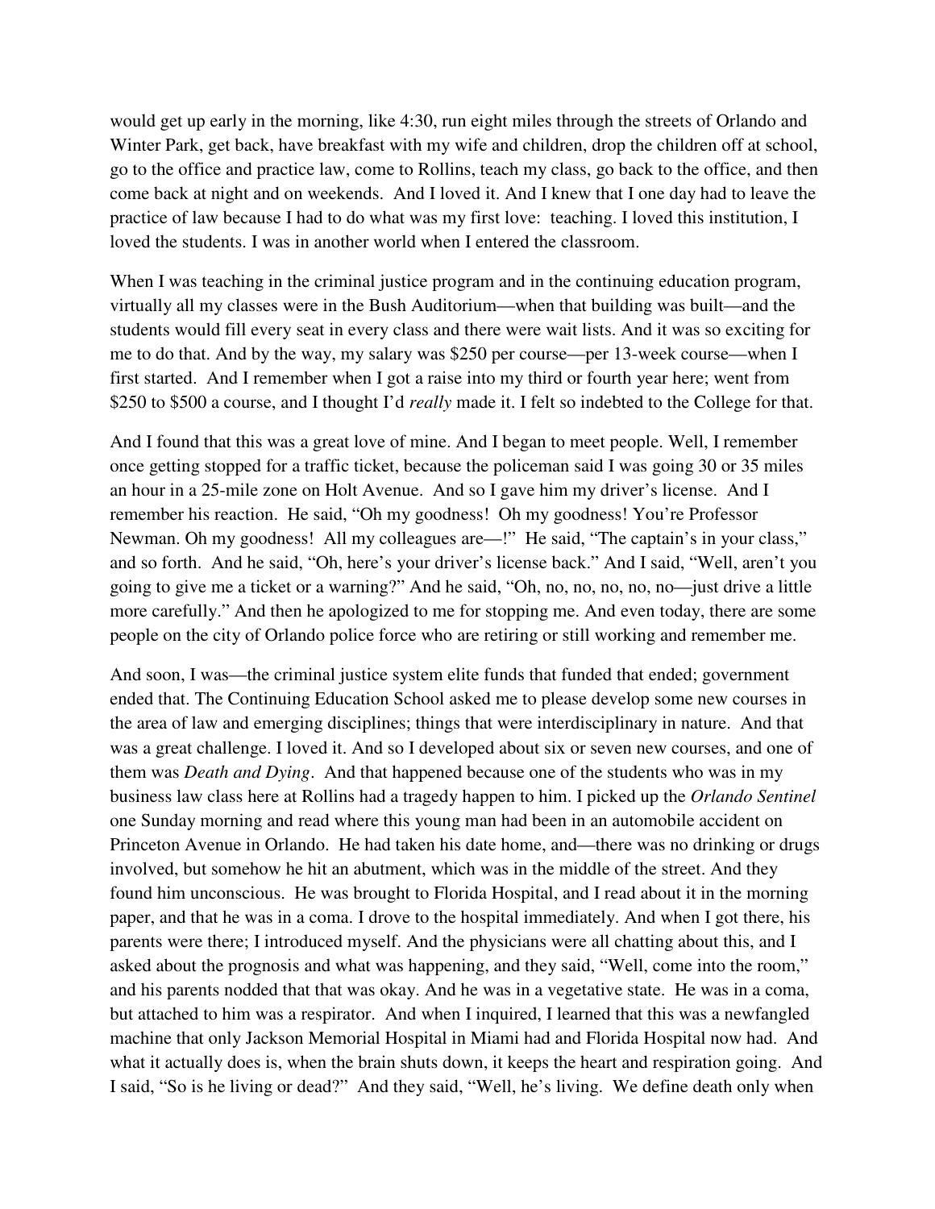would get up early in the morning, like 4:30, run eight miles through the streets of Orlando and Winter Park, get back, have breakfast with my wife and children, drop the children off at school, go to the office and practice law, come to Rollins, teach my class, go back to the office, and then come back at night and on weekends. And I loved it. And I knew that I one day had to leave the practice of law because I had to do what was my first love: teaching. I loved this institution, I loved the students. I was in another world when I entered the classroom.

When I was teaching in the criminal justice program and in the continuing education program, virtually all my classes were in the Bush Auditorium—when that building was built—and the students would fill every seat in every class and there were wait lists. And it was so exciting for me to do that. And by the way, my salary was $250 per course—per 13-week course—when I first started. And I remember when I got a raise into my third or fourth year here; went from $250 to $500 a course, and I thought I'd *really* made it. I felt so indebted to the College for that.

And I found that this was a great love of mine. And I began to meet people. Well, I remember once getting stopped for a traffic ticket, because the policeman said I was going 30 or 35 miles an hour in a 25-mile zone on Holt Avenue. And so I gave him my driver's license. And I remember his reaction. He said, "Oh my goodness! Oh my goodness! You're Professor Newman. Oh my goodness! All my colleagues are—!" He said, "The captain's in your class," and so forth. And he said, "Oh, here's your driver's license back." And I said, "Well, aren't you going to give me a ticket or a warning?" And he said, "Oh, no, no, no, no, no—just drive a little more carefully." And then he apologized to me for stopping me. And even today, there are some people on the city of Orlando police force who are retiring or still working and remember me.

And soon, I was—the criminal justice system elite funds that funded that ended; government ended that. The Continuing Education School asked me to please develop some new courses in the area of law and emerging disciplines; things that were interdisciplinary in nature. And that was a great challenge. I loved it. And so I developed about six or seven new courses, and one of them was *Death and Dying*. And that happened because one of the students who was in my business law class here at Rollins had a tragedy happen to him. I picked up the *Orlando Sentinel* one Sunday morning and read where this young man had been in an automobile accident on Princeton Avenue in Orlando. He had taken his date home, and—there was no drinking or drugs involved, but somehow he hit an abutment, which was in the middle of the street. And they found him unconscious. He was brought to Florida Hospital, and I read about it in the morning paper, and that he was in a coma. I drove to the hospital immediately. And when I got there, his parents were there; I introduced myself. And the physicians were all chatting about this, and I asked about the prognosis and what was happening, and they said, "Well, come into the room," and his parents nodded that that was okay. And he was in a vegetative state. He was in a coma, but attached to him was a respirator. And when I inquired, I learned that this was a newfangled machine that only Jackson Memorial Hospital in Miami had and Florida Hospital now had. And what it actually does is, when the brain shuts down, it keeps the heart and respiration going. And I said, "So is he living or dead?" And they said, "Well, he's living. We define death only when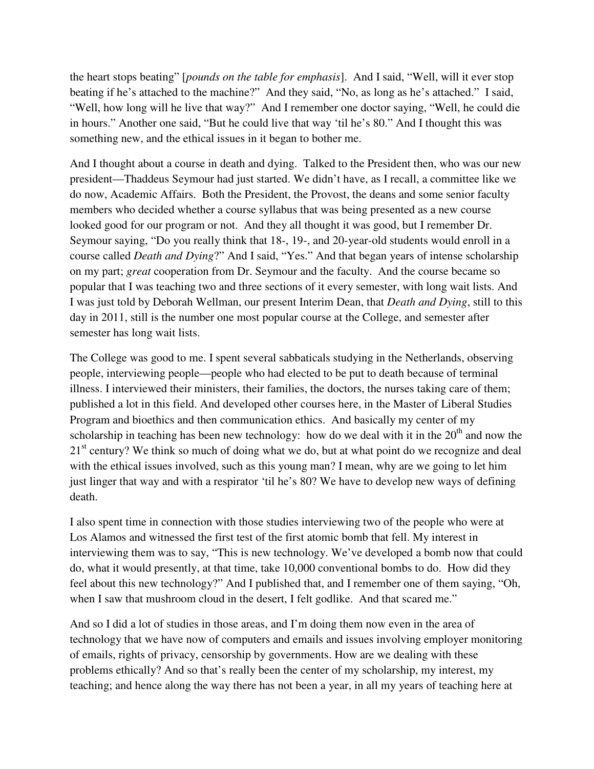the heart stops beating" [*pounds on the table for emphasis*]. And I said, "Well, will it ever stop beating if he's attached to the machine?" And they said, "No, as long as he's attached." I said, "Well, how long will he live that way?" And I remember one doctor saying, "Well, he could die in hours." Another one said, "But he could live that way 'til he's 80." And I thought this was something new, and the ethical issues in it began to bother me.

And I thought about a course in death and dying. Talked to the President then, who was our new president—Thaddeus Seymour had just started. We didn't have, as I recall, a committee like we do now, Academic Affairs. Both the President, the Provost, the deans and some senior faculty members who decided whether a course syllabus that was being presented as a new course looked good for our program or not. And they all thought it was good, but I remember Dr. Seymour saying, "Do you really think that 18-, 19-, and 20-year-old students would enroll in a course called *Death and Dying*?" And I said, "Yes." And that began years of intense scholarship on my part; *great* cooperation from Dr. Seymour and the faculty. And the course became so popular that I was teaching two and three sections of it every semester, with long wait lists. And I was just told by Deborah Wellman, our present Interim Dean, that *Death and Dying*, still to this day in 2011, still is the number one most popular course at the College, and semester after semester has long wait lists.

The College was good to me. I spent several sabbaticals studying in the Netherlands, observing people, interviewing people—people who had elected to be put to death because of terminal illness. I interviewed their ministers, their families, the doctors, the nurses taking care of them; published a lot in this field. And developed other courses here, in the Master of Liberal Studies Program and bioethics and then communication ethics. And basically my center of my scholarship in teaching has been new technology: how do we deal with it in the 20th and now the 21st century? We think so much of doing what we do, but at what point do we recognize and deal with the ethical issues involved, such as this young man? I mean, why are we going to let him just linger that way and with a respirator 'til he's 80? We have to develop new ways of defining death.

I also spent time in connection with those studies interviewing two of the people who were at Los Alamos and witnessed the first test of the first atomic bomb that fell. My interest in interviewing them was to say, "This is new technology. We've developed a bomb now that could do, what it would presently, at that time, take 10,000 conventional bombs to do. How did they feel about this new technology?" And I published that, and I remember one of them saying, "Oh, when I saw that mushroom cloud in the desert, I felt godlike. And that scared me."

And so I did a lot of studies in those areas, and I'm doing them now even in the area of technology that we have now of computers and emails and issues involving employer monitoring of emails, rights of privacy, censorship by governments. How are we dealing with these problems ethically? And so that's really been the center of my scholarship, my interest, my teaching; and hence along the way there has not been a year, in all my years of teaching here at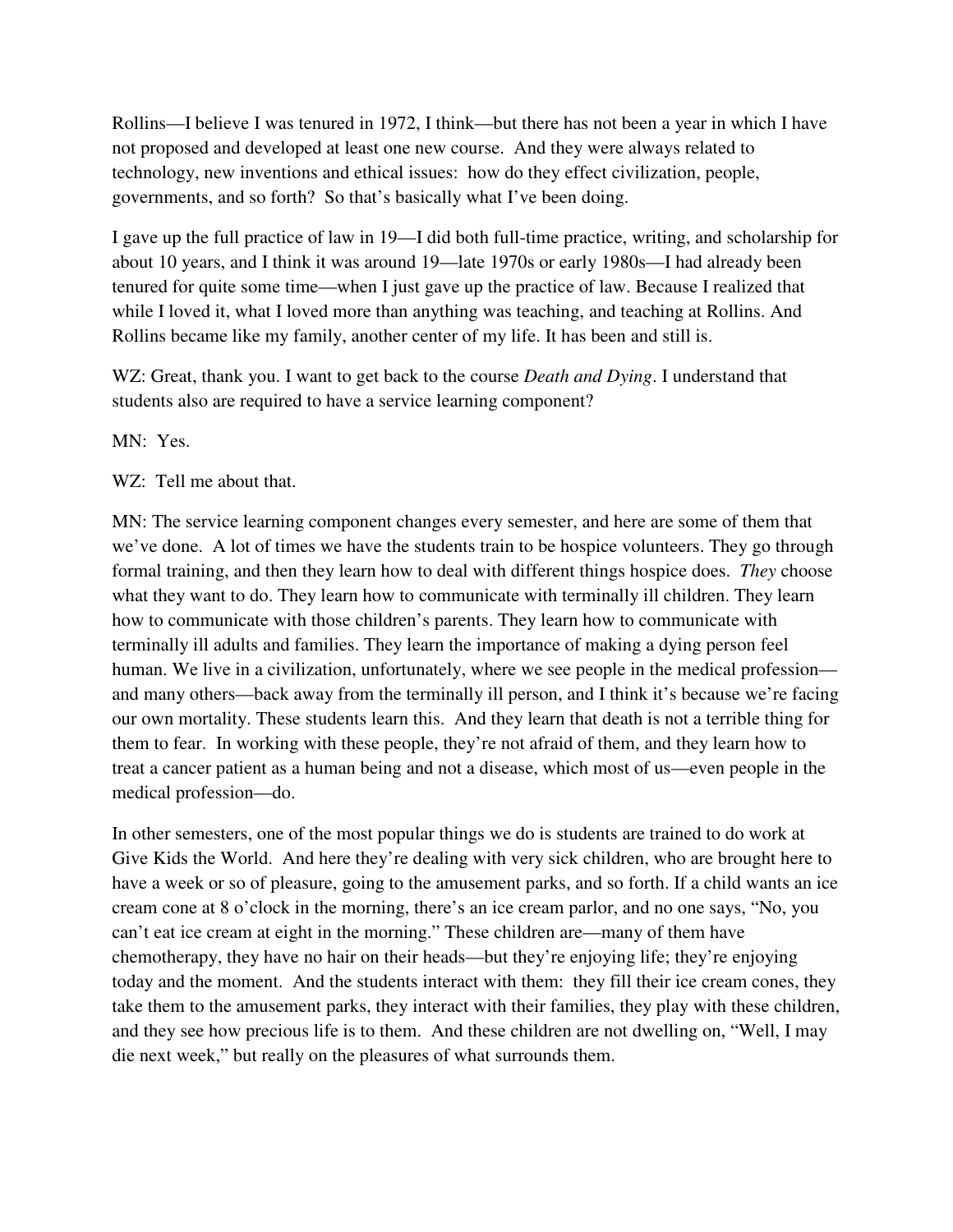Rollins—I believe I was tenured in 1972, I think—but there has not been a year in which I have not proposed and developed at least one new course. And they were always related to technology, new inventions and ethical issues: how do they effect civilization, people, governments, and so forth? So that's basically what I've been doing.

I gave up the full practice of law in 19—I did both full-time practice, writing, and scholarship for about 10 years, and I think it was around 19—late 1970s or early 1980s—I had already been tenured for quite some time—when I just gave up the practice of law. Because I realized that while I loved it, what I loved more than anything was teaching, and teaching at Rollins. And Rollins became like my family, another center of my life. It has been and still is.

WZ: Great, thank you. I want to get back to the course *Death and Dying*. I understand that students also are required to have a service learning component?

MN: Yes.

WZ: Tell me about that.

MN: The service learning component changes every semester, and here are some of them that we've done. A lot of times we have the students train to be hospice volunteers. They go through formal training, and then they learn how to deal with different things hospice does. *They* choose what they want to do. They learn how to communicate with terminally ill children. They learn how to communicate with those children's parents. They learn how to communicate with terminally ill adults and families. They learn the importance of making a dying person feel human. We live in a civilization, unfortunately, where we see people in the medical profession—and many others—back away from the terminally ill person, and I think it's because we're facing our own mortality. These students learn this. And they learn that death is not a terrible thing for them to fear. In working with these people, they're not afraid of them, and they learn how to treat a cancer patient as a human being and not a disease, which most of us—even people in the medical profession—do.

In other semesters, one of the most popular things we do is students are trained to do work at Give Kids the World. And here they're dealing with very sick children, who are brought here to have a week or so of pleasure, going to the amusement parks, and so forth. If a child wants an ice cream cone at 8 o'clock in the morning, there's an ice cream parlor, and no one says, "No, you can't eat ice cream at eight in the morning." These children are—many of them have chemotherapy, they have no hair on their heads—but they're enjoying life; they're enjoying today and the moment. And the students interact with them: they fill their ice cream cones, they take them to the amusement parks, they interact with their families, they play with these children, and they see how precious life is to them. And these children are not dwelling on, "Well, I may die next week," but really on the pleasures of what surrounds them.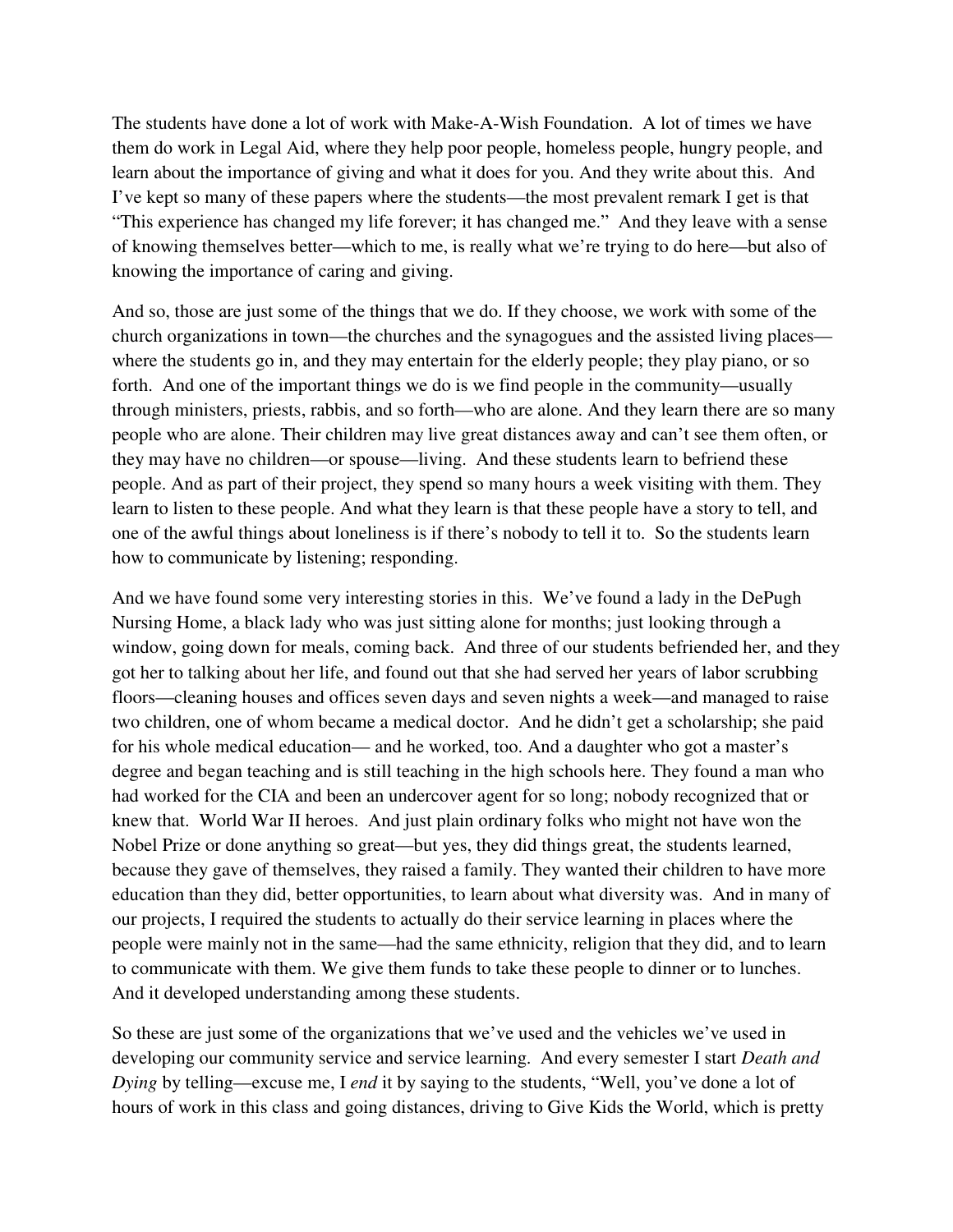The students have done a lot of work with Make-A-Wish Foundation. A lot of times we have them do work in Legal Aid, where they help poor people, homeless people, hungry people, and learn about the importance of giving and what it does for you. And they write about this. And I've kept so many of these papers where the students—the most prevalent remark I get is that "This experience has changed my life forever; it has changed me." And they leave with a sense of knowing themselves better—which to me, is really what we're trying to do here—but also of knowing the importance of caring and giving.

And so, those are just some of the things that we do. If they choose, we work with some of the church organizations in town—the churches and the synagogues and the assisted living places—where the students go in, and they may entertain for the elderly people; they play piano, or so forth. And one of the important things we do is we find people in the community—usually through ministers, priests, rabbis, and so forth—who are alone. And they learn there are so many people who are alone. Their children may live great distances away and can't see them often, or they may have no children—or spouse—living. And these students learn to befriend these people. And as part of their project, they spend so many hours a week visiting with them. They learn to listen to these people. And what they learn is that these people have a story to tell, and one of the awful things about loneliness is if there's nobody to tell it to. So the students learn how to communicate by listening; responding.

And we have found some very interesting stories in this. We've found a lady in the DePugh Nursing Home, a black lady who was just sitting alone for months; just looking through a window, going down for meals, coming back. And three of our students befriended her, and they got her to talking about her life, and found out that she had served her years of labor scrubbing floors—cleaning houses and offices seven days and seven nights a week—and managed to raise two children, one of whom became a medical doctor. And he didn't get a scholarship; she paid for his whole medical education— and he worked, too. And a daughter who got a master's degree and began teaching and is still teaching in the high schools here. They found a man who had worked for the CIA and been an undercover agent for so long; nobody recognized that or knew that. World War II heroes. And just plain ordinary folks who might not have won the Nobel Prize or done anything so great—but yes, they did things great, the students learned, because they gave of themselves, they raised a family. They wanted their children to have more education than they did, better opportunities, to learn about what diversity was. And in many of our projects, I required the students to actually do their service learning in places where the people were mainly not in the same—had the same ethnicity, religion that they did, and to learn to communicate with them. We give them funds to take these people to dinner or to lunches. And it developed understanding among these students.

So these are just some of the organizations that we've used and the vehicles we've used in developing our community service and service learning. And every semester I start *Death and Dying* by telling—excuse me, I *end* it by saying to the students, "Well, you've done a lot of hours of work in this class and going distances, driving to Give Kids the World, which is pretty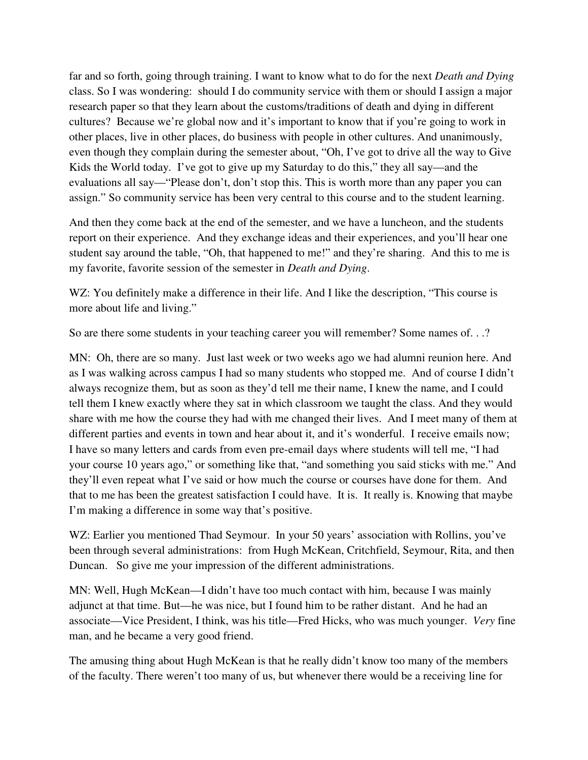far and so forth, going through training. I want to know what to do for the next *Death and Dying* class. So I was wondering: should I do community service with them or should I assign a major research paper so that they learn about the customs/traditions of death and dying in different cultures? Because we're global now and it's important to know that if you're going to work in other places, live in other places, do business with people in other cultures. And unanimously, even though they complain during the semester about, "Oh, I've got to drive all the way to Give Kids the World today. I've got to give up my Saturday to do this," they all say—and the evaluations all say—"Please don't, don't stop this. This is worth more than any paper you can assign." So community service has been very central to this course and to the student learning.

And then they come back at the end of the semester, and we have a luncheon, and the students report on their experience. And they exchange ideas and their experiences, and you'll hear one student say around the table, "Oh, that happened to me!" and they're sharing. And this to me is my favorite, favorite session of the semester in *Death and Dying*.

WZ: You definitely make a difference in their life. And I like the description, "This course is more about life and living."

So are there some students in your teaching career you will remember? Some names of. . .?

MN: Oh, there are so many. Just last week or two weeks ago we had alumni reunion here. And as I was walking across campus I had so many students who stopped me. And of course I didn't always recognize them, but as soon as they'd tell me their name, I knew the name, and I could tell them I knew exactly where they sat in which classroom we taught the class. And they would share with me how the course they had with me changed their lives. And I meet many of them at different parties and events in town and hear about it, and it's wonderful. I receive emails now; I have so many letters and cards from even pre-email days where students will tell me, "I had your course 10 years ago," or something like that, "and something you said sticks with me." And they'll even repeat what I've said or how much the course or courses have done for them. And that to me has been the greatest satisfaction I could have. It is. It really is. Knowing that maybe I'm making a difference in some way that's positive.

WZ: Earlier you mentioned Thad Seymour. In your 50 years' association with Rollins, you've been through several administrations: from Hugh McKean, Critchfield, Seymour, Rita, and then Duncan. So give me your impression of the different administrations.

MN: Well, Hugh McKean—I didn't have too much contact with him, because I was mainly adjunct at that time. But—he was nice, but I found him to be rather distant. And he had an associate—Vice President, I think, was his title—Fred Hicks, who was much younger. *Very* fine man, and he became a very good friend.

The amusing thing about Hugh McKean is that he really didn't know too many of the members of the faculty. There weren't too many of us, but whenever there would be a receiving line for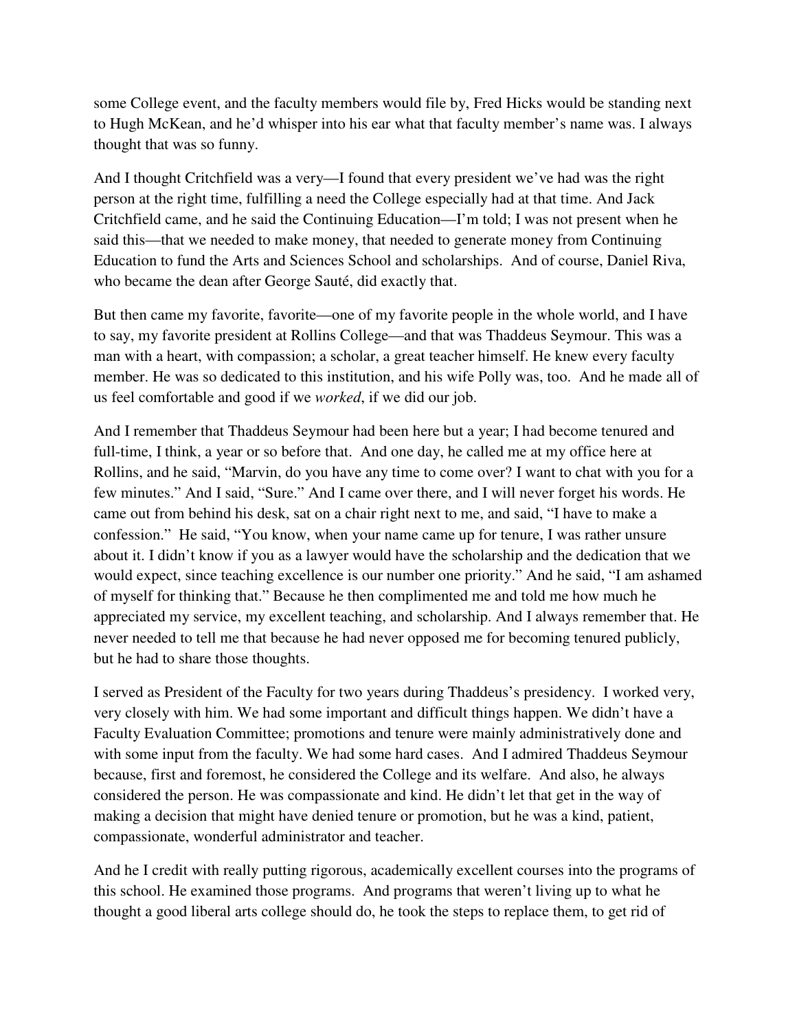some College event, and the faculty members would file by, Fred Hicks would be standing next to Hugh McKean, and he'd whisper into his ear what that faculty member's name was. I always thought that was so funny.

And I thought Critchfield was a very—I found that every president we've had was the right person at the right time, fulfilling a need the College especially had at that time. And Jack Critchfield came, and he said the Continuing Education—I'm told; I was not present when he said this—that we needed to make money, that needed to generate money from Continuing Education to fund the Arts and Sciences School and scholarships. And of course, Daniel Riva, who became the dean after George Sauté, did exactly that.

But then came my favorite, favorite—one of my favorite people in the whole world, and I have to say, my favorite president at Rollins College—and that was Thaddeus Seymour. This was a man with a heart, with compassion; a scholar, a great teacher himself. He knew every faculty member. He was so dedicated to this institution, and his wife Polly was, too. And he made all of us feel comfortable and good if we *worked*, if we did our job.

And I remember that Thaddeus Seymour had been here but a year; I had become tenured and full-time, I think, a year or so before that. And one day, he called me at my office here at Rollins, and he said, "Marvin, do you have any time to come over? I want to chat with you for a few minutes." And I said, "Sure." And I came over there, and I will never forget his words. He came out from behind his desk, sat on a chair right next to me, and said, "I have to make a confession." He said, "You know, when your name came up for tenure, I was rather unsure about it. I didn't know if you as a lawyer would have the scholarship and the dedication that we would expect, since teaching excellence is our number one priority." And he said, "I am ashamed of myself for thinking that." Because he then complimented me and told me how much he appreciated my service, my excellent teaching, and scholarship. And I always remember that. He never needed to tell me that because he had never opposed me for becoming tenured publicly, but he had to share those thoughts.

I served as President of the Faculty for two years during Thaddeus's presidency. I worked very, very closely with him. We had some important and difficult things happen. We didn't have a Faculty Evaluation Committee; promotions and tenure were mainly administratively done and with some input from the faculty. We had some hard cases. And I admired Thaddeus Seymour because, first and foremost, he considered the College and its welfare. And also, he always considered the person. He was compassionate and kind. He didn't let that get in the way of making a decision that might have denied tenure or promotion, but he was a kind, patient, compassionate, wonderful administrator and teacher.

And he I credit with really putting rigorous, academically excellent courses into the programs of this school. He examined those programs. And programs that weren't living up to what he thought a good liberal arts college should do, he took the steps to replace them, to get rid of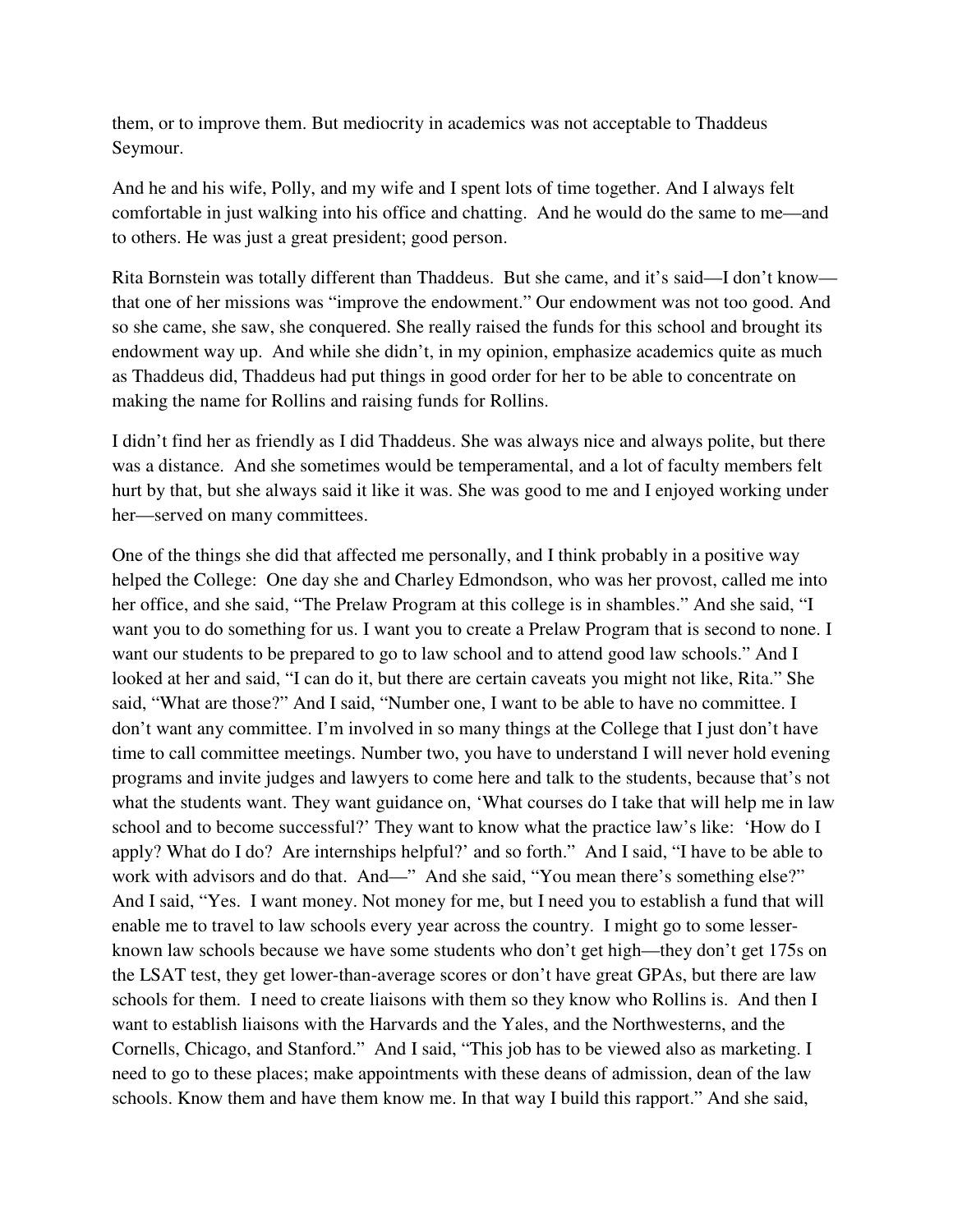them, or to improve them. But mediocrity in academics was not acceptable to Thaddeus Seymour.

And he and his wife, Polly, and my wife and I spent lots of time together. And I always felt comfortable in just walking into his office and chatting. And he would do the same to me—and to others. He was just a great president; good person.

Rita Bornstein was totally different than Thaddeus. But she came, and it's said—I don't know—that one of her missions was "improve the endowment." Our endowment was not too good. And so she came, she saw, she conquered. She really raised the funds for this school and brought its endowment way up. And while she didn't, in my opinion, emphasize academics quite as much as Thaddeus did, Thaddeus had put things in good order for her to be able to concentrate on making the name for Rollins and raising funds for Rollins.

I didn't find her as friendly as I did Thaddeus. She was always nice and always polite, but there was a distance. And she sometimes would be temperamental, and a lot of faculty members felt hurt by that, but she always said it like it was. She was good to me and I enjoyed working under her—served on many committees.

One of the things she did that affected me personally, and I think probably in a positive way helped the College: One day she and Charley Edmondson, who was her provost, called me into her office, and she said, "The Prelaw Program at this college is in shambles." And she said, "I want you to do something for us. I want you to create a Prelaw Program that is second to none. I want our students to be prepared to go to law school and to attend good law schools." And I looked at her and said, "I can do it, but there are certain caveats you might not like, Rita." She said, "What are those?" And I said, "Number one, I want to be able to have no committee. I don't want any committee. I'm involved in so many things at the College that I just don't have time to call committee meetings. Number two, you have to understand I will never hold evening programs and invite judges and lawyers to come here and talk to the students, because that's not what the students want. They want guidance on, 'What courses do I take that will help me in law school and to become successful?' They want to know what the practice law's like: 'How do I apply? What do I do? Are internships helpful?' and so forth." And I said, "I have to be able to work with advisors and do that. And—" And she said, "You mean there's something else?" And I said, "Yes. I want money. Not money for me, but I need you to establish a fund that will enable me to travel to law schools every year across the country. I might go to some lesser-known law schools because we have some students who don't get high—they don't get 175s on the LSAT test, they get lower-than-average scores or don't have great GPAs, but there are law schools for them. I need to create liaisons with them so they know who Rollins is. And then I want to establish liaisons with the Harvards and the Yales, and the Northwesterns, and the Cornells, Chicago, and Stanford." And I said, "This job has to be viewed also as marketing. I need to go to these places; make appointments with these deans of admission, dean of the law schools. Know them and have them know me. In that way I build this rapport." And she said,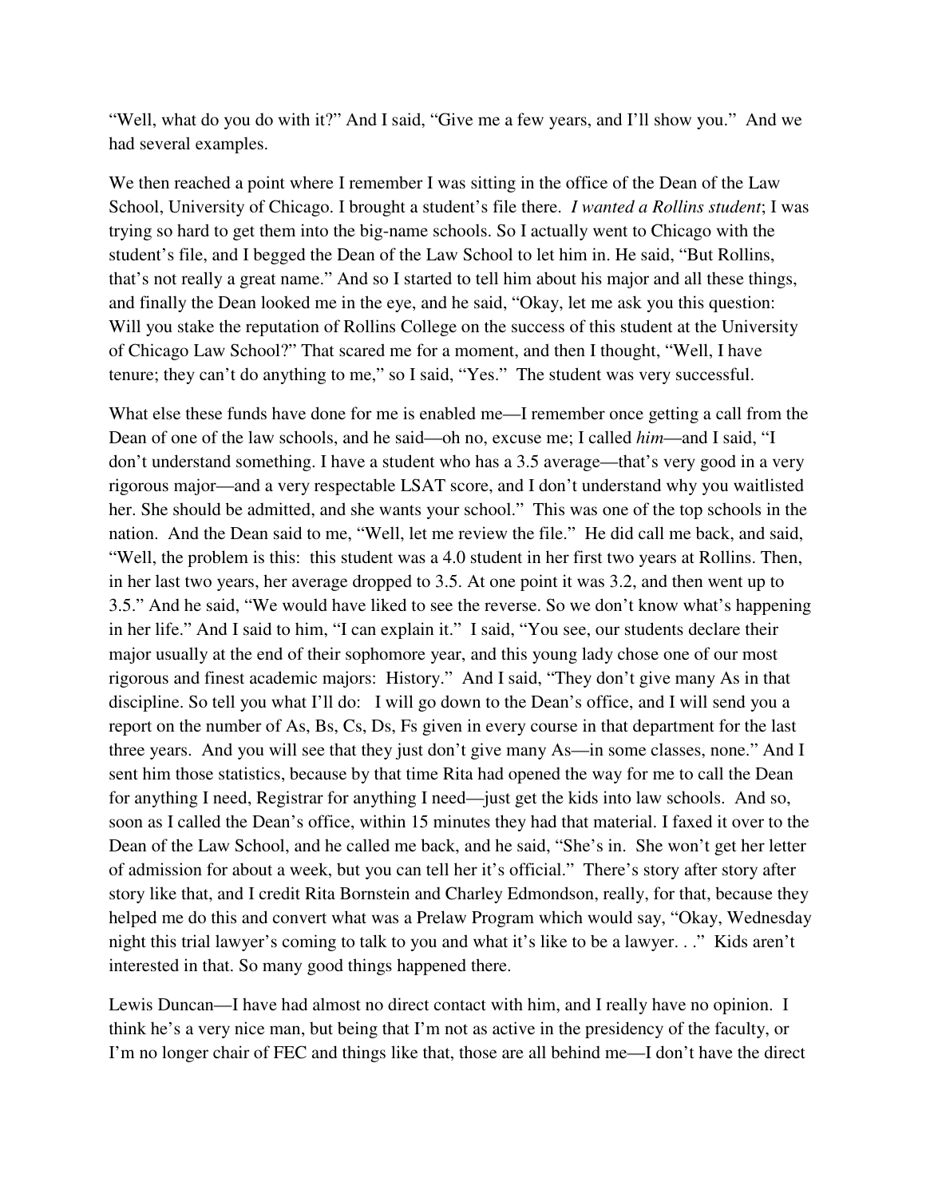"Well, what do you do with it?" And I said, "Give me a few years, and I'll show you." And we had several examples.

We then reached a point where I remember I was sitting in the office of the Dean of the Law School, University of Chicago. I brought a student's file there. *I wanted a Rollins student*; I was trying so hard to get them into the big-name schools. So I actually went to Chicago with the student's file, and I begged the Dean of the Law School to let him in. He said, "But Rollins, that's not really a great name." And so I started to tell him about his major and all these things, and finally the Dean looked me in the eye, and he said, "Okay, let me ask you this question: Will you stake the reputation of Rollins College on the success of this student at the University of Chicago Law School?" That scared me for a moment, and then I thought, "Well, I have tenure; they can't do anything to me," so I said, "Yes." The student was very successful.

What else these funds have done for me is enabled me—I remember once getting a call from the Dean of one of the law schools, and he said—oh no, excuse me; I called *him*—and I said, "I don't understand something. I have a student who has a 3.5 average—that's very good in a very rigorous major—and a very respectable LSAT score, and I don't understand why you waitlisted her. She should be admitted, and she wants your school." This was one of the top schools in the nation. And the Dean said to me, "Well, let me review the file." He did call me back, and said, "Well, the problem is this: this student was a 4.0 student in her first two years at Rollins. Then, in her last two years, her average dropped to 3.5. At one point it was 3.2, and then went up to 3.5." And he said, "We would have liked to see the reverse. So we don't know what's happening in her life." And I said to him, "I can explain it." I said, "You see, our students declare their major usually at the end of their sophomore year, and this young lady chose one of our most rigorous and finest academic majors: History." And I said, "They don't give many As in that discipline. So tell you what I'll do: I will go down to the Dean's office, and I will send you a report on the number of As, Bs, Cs, Ds, Fs given in every course in that department for the last three years. And you will see that they just don't give many As—in some classes, none." And I sent him those statistics, because by that time Rita had opened the way for me to call the Dean for anything I need, Registrar for anything I need—just get the kids into law schools. And so, soon as I called the Dean's office, within 15 minutes they had that material. I faxed it over to the Dean of the Law School, and he called me back, and he said, "She's in. She won't get her letter of admission for about a week, but you can tell her it's official." There's story after story after story like that, and I credit Rita Bornstein and Charley Edmondson, really, for that, because they helped me do this and convert what was a Prelaw Program which would say, "Okay, Wednesday night this trial lawyer's coming to talk to you and what it's like to be a lawyer. . ." Kids aren't interested in that. So many good things happened there.

Lewis Duncan—I have had almost no direct contact with him, and I really have no opinion. I think he's a very nice man, but being that I'm not as active in the presidency of the faculty, or I'm no longer chair of FEC and things like that, those are all behind me—I don't have the direct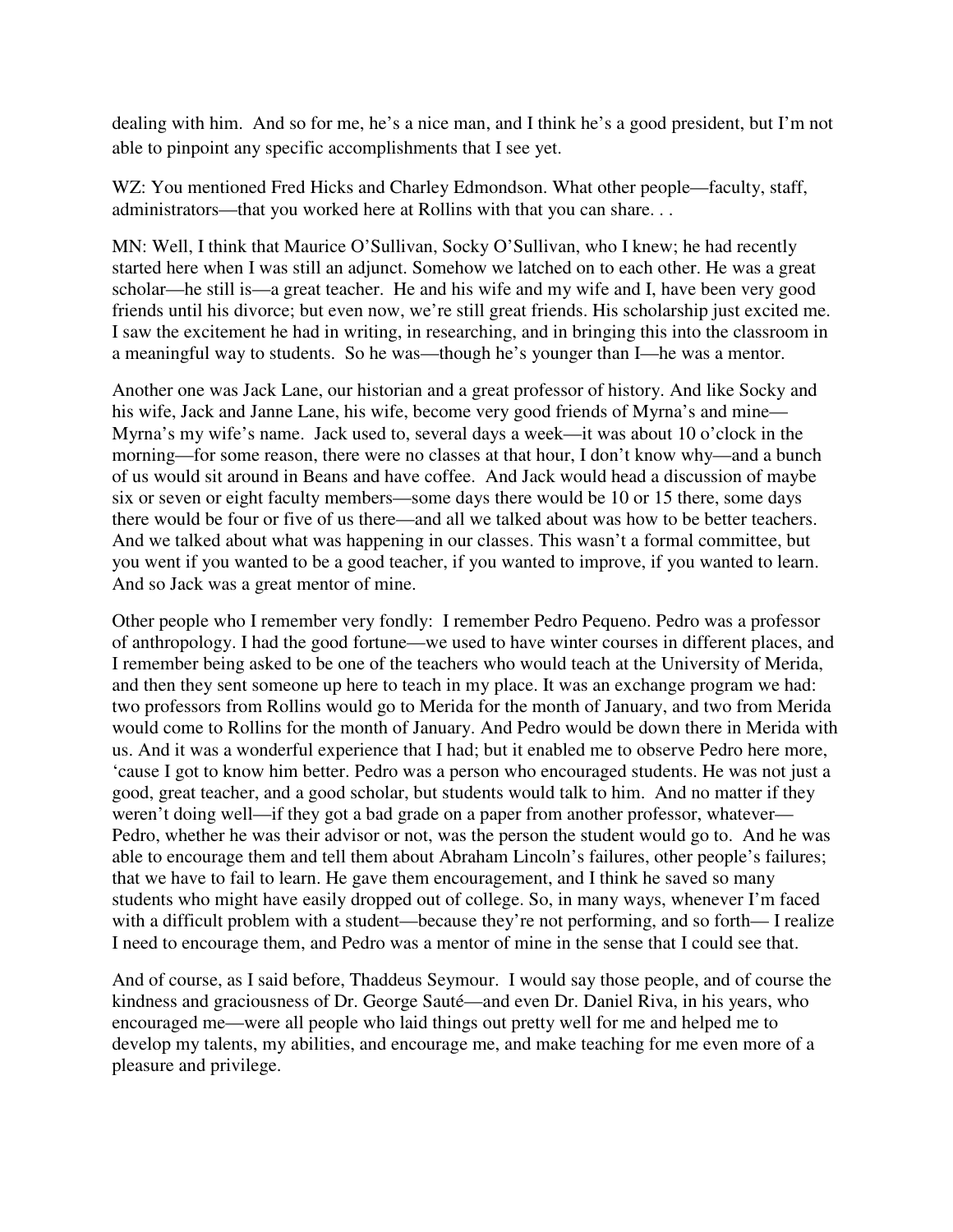dealing with him. And so for me, he's a nice man, and I think he's a good president, but I'm not able to pinpoint any specific accomplishments that I see yet.

WZ: You mentioned Fred Hicks and Charley Edmondson. What other people—faculty, staff, administrators—that you worked here at Rollins with that you can share. . .

MN: Well, I think that Maurice O'Sullivan, Socky O'Sullivan, who I knew; he had recently started here when I was still an adjunct. Somehow we latched on to each other. He was a great scholar—he still is—a great teacher. He and his wife and my wife and I, have been very good friends until his divorce; but even now, we're still great friends. His scholarship just excited me. I saw the excitement he had in writing, in researching, and in bringing this into the classroom in a meaningful way to students. So he was—though he's younger than I—he was a mentor.

Another one was Jack Lane, our historian and a great professor of history. And like Socky and his wife, Jack and Janne Lane, his wife, become very good friends of Myrna's and mine—Myrna's my wife's name. Jack used to, several days a week—it was about 10 o'clock in the morning—for some reason, there were no classes at that hour, I don't know why—and a bunch of us would sit around in Beans and have coffee. And Jack would head a discussion of maybe six or seven or eight faculty members—some days there would be 10 or 15 there, some days there would be four or five of us there—and all we talked about was how to be better teachers. And we talked about what was happening in our classes. This wasn't a formal committee, but you went if you wanted to be a good teacher, if you wanted to improve, if you wanted to learn. And so Jack was a great mentor of mine.

Other people who I remember very fondly: I remember Pedro Pequeno. Pedro was a professor of anthropology. I had the good fortune—we used to have winter courses in different places, and I remember being asked to be one of the teachers who would teach at the University of Merida, and then they sent someone up here to teach in my place. It was an exchange program we had: two professors from Rollins would go to Merida for the month of January, and two from Merida would come to Rollins for the month of January. And Pedro would be down there in Merida with us. And it was a wonderful experience that I had; but it enabled me to observe Pedro here more, 'cause I got to know him better. Pedro was a person who encouraged students. He was not just a good, great teacher, and a good scholar, but students would talk to him. And no matter if they weren't doing well—if they got a bad grade on a paper from another professor, whatever—Pedro, whether he was their advisor or not, was the person the student would go to. And he was able to encourage them and tell them about Abraham Lincoln's failures, other people's failures; that we have to fail to learn. He gave them encouragement, and I think he saved so many students who might have easily dropped out of college. So, in many ways, whenever I'm faced with a difficult problem with a student—because they're not performing, and so forth— I realize I need to encourage them, and Pedro was a mentor of mine in the sense that I could see that.

And of course, as I said before, Thaddeus Seymour. I would say those people, and of course the kindness and graciousness of Dr. George Sauté—and even Dr. Daniel Riva, in his years, who encouraged me—were all people who laid things out pretty well for me and helped me to develop my talents, my abilities, and encourage me, and make teaching for me even more of a pleasure and privilege.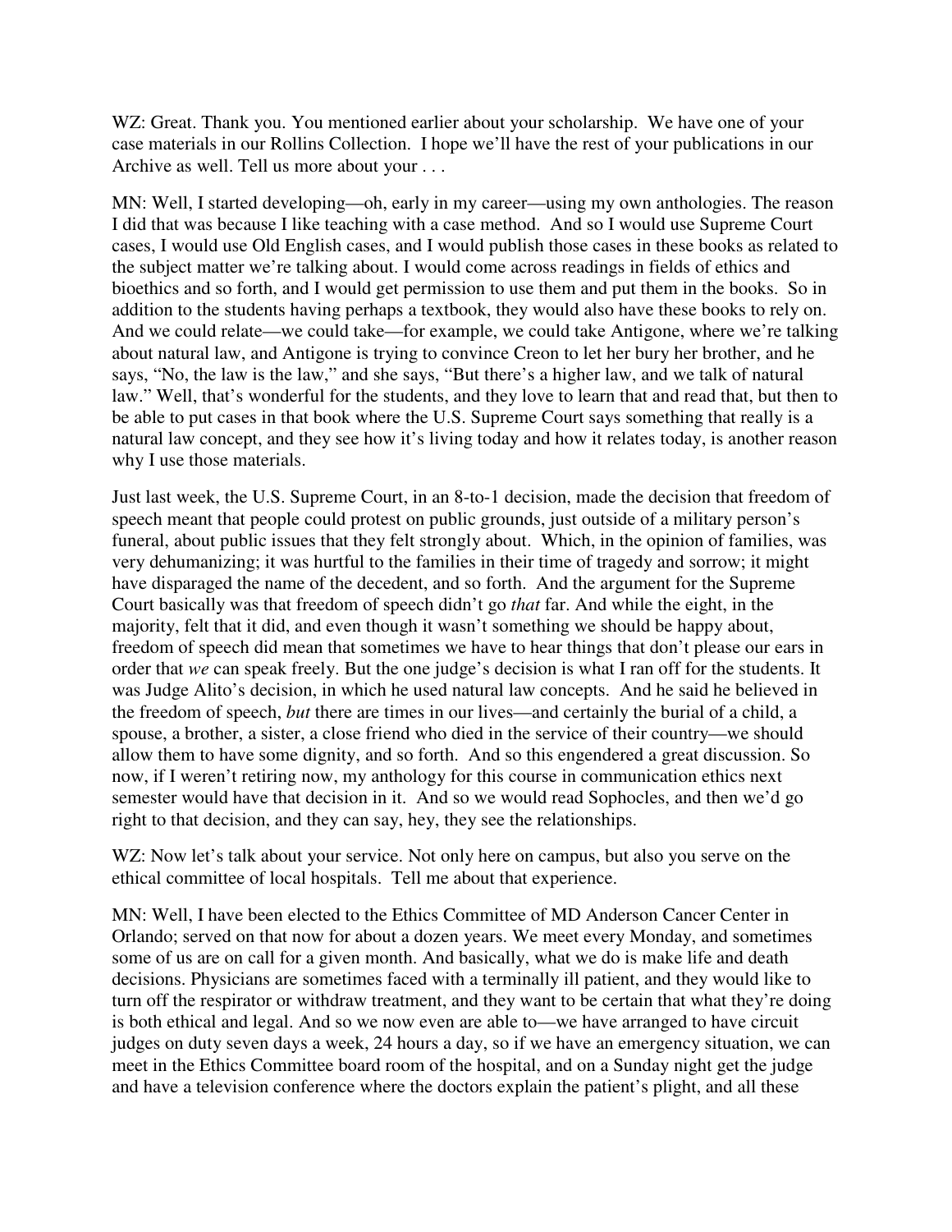WZ: Great. Thank you. You mentioned earlier about your scholarship. We have one of your case materials in our Rollins Collection. I hope we'll have the rest of your publications in our Archive as well. Tell us more about your . . .

MN: Well, I started developing—oh, early in my career—using my own anthologies. The reason I did that was because I like teaching with a case method. And so I would use Supreme Court cases, I would use Old English cases, and I would publish those cases in these books as related to the subject matter we're talking about. I would come across readings in fields of ethics and bioethics and so forth, and I would get permission to use them and put them in the books. So in addition to the students having perhaps a textbook, they would also have these books to rely on. And we could relate—we could take—for example, we could take Antigone, where we're talking about natural law, and Antigone is trying to convince Creon to let her bury her brother, and he says, "No, the law is the law," and she says, "But there's a higher law, and we talk of natural law." Well, that's wonderful for the students, and they love to learn that and read that, but then to be able to put cases in that book where the U.S. Supreme Court says something that really is a natural law concept, and they see how it's living today and how it relates today, is another reason why I use those materials.

Just last week, the U.S. Supreme Court, in an 8-to-1 decision, made the decision that freedom of speech meant that people could protest on public grounds, just outside of a military person's funeral, about public issues that they felt strongly about. Which, in the opinion of families, was very dehumanizing; it was hurtful to the families in their time of tragedy and sorrow; it might have disparaged the name of the decedent, and so forth. And the argument for the Supreme Court basically was that freedom of speech didn't go *that* far. And while the eight, in the majority, felt that it did, and even though it wasn't something we should be happy about, freedom of speech did mean that sometimes we have to hear things that don't please our ears in order that *we* can speak freely. But the one judge's decision is what I ran off for the students. It was Judge Alito's decision, in which he used natural law concepts. And he said he believed in the freedom of speech, *but* there are times in our lives—and certainly the burial of a child, a spouse, a brother, a sister, a close friend who died in the service of their country—we should allow them to have some dignity, and so forth. And so this engendered a great discussion. So now, if I weren't retiring now, my anthology for this course in communication ethics next semester would have that decision in it. And so we would read Sophocles, and then we'd go right to that decision, and they can say, hey, they see the relationships.

WZ: Now let's talk about your service. Not only here on campus, but also you serve on the ethical committee of local hospitals. Tell me about that experience.

MN: Well, I have been elected to the Ethics Committee of MD Anderson Cancer Center in Orlando; served on that now for about a dozen years. We meet every Monday, and sometimes some of us are on call for a given month. And basically, what we do is make life and death decisions. Physicians are sometimes faced with a terminally ill patient, and they would like to turn off the respirator or withdraw treatment, and they want to be certain that what they're doing is both ethical and legal. And so we now even are able to—we have arranged to have circuit judges on duty seven days a week, 24 hours a day, so if we have an emergency situation, we can meet in the Ethics Committee board room of the hospital, and on a Sunday night get the judge and have a television conference where the doctors explain the patient's plight, and all these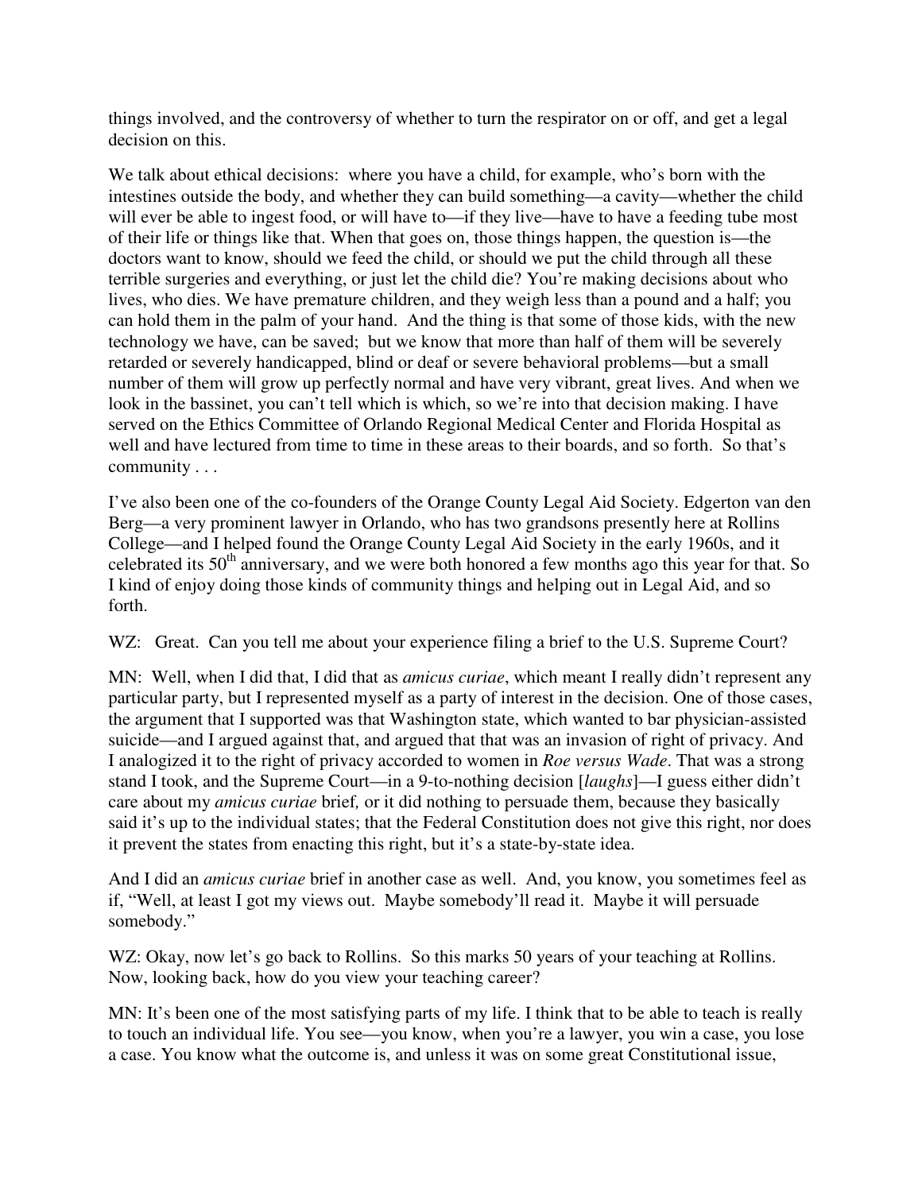things involved, and the controversy of whether to turn the respirator on or off, and get a legal decision on this.

We talk about ethical decisions: where you have a child, for example, who's born with the intestines outside the body, and whether they can build something—a cavity—whether the child will ever be able to ingest food, or will have to—if they live—have to have a feeding tube most of their life or things like that. When that goes on, those things happen, the question is—the doctors want to know, should we feed the child, or should we put the child through all these terrible surgeries and everything, or just let the child die? You're making decisions about who lives, who dies. We have premature children, and they weigh less than a pound and a half; you can hold them in the palm of your hand. And the thing is that some of those kids, with the new technology we have, can be saved; but we know that more than half of them will be severely retarded or severely handicapped, blind or deaf or severe behavioral problems—but a small number of them will grow up perfectly normal and have very vibrant, great lives. And when we look in the bassinet, you can't tell which is which, so we're into that decision making. I have served on the Ethics Committee of Orlando Regional Medical Center and Florida Hospital as well and have lectured from time to time in these areas to their boards, and so forth. So that's community . . .

I've also been one of the co-founders of the Orange County Legal Aid Society. Edgerton van den Berg—a very prominent lawyer in Orlando, who has two grandsons presently here at Rollins College—and I helped found the Orange County Legal Aid Society in the early 1960s, and it celebrated its 50th anniversary, and we were both honored a few months ago this year for that. So I kind of enjoy doing those kinds of community things and helping out in Legal Aid, and so forth.

WZ: Great. Can you tell me about your experience filing a brief to the U.S. Supreme Court?

MN: Well, when I did that, I did that as *amicus curiae*, which meant I really didn't represent any particular party, but I represented myself as a party of interest in the decision. One of those cases, the argument that I supported was that Washington state, which wanted to bar physician-assisted suicide—and I argued against that, and argued that that was an invasion of right of privacy. And I analogized it to the right of privacy accorded to women in *Roe versus Wade*. That was a strong stand I took, and the Supreme Court—in a 9-to-nothing decision [*laughs*]—I guess either didn't care about my *amicus curiae* brief*,* or it did nothing to persuade them, because they basically said it's up to the individual states; that the Federal Constitution does not give this right, nor does it prevent the states from enacting this right, but it's a state-by-state idea.

And I did an *amicus curiae* brief in another case as well. And, you know, you sometimes feel as if, "Well, at least I got my views out. Maybe somebody'll read it. Maybe it will persuade somebody."

WZ: Okay, now let's go back to Rollins. So this marks 50 years of your teaching at Rollins. Now, looking back, how do you view your teaching career?

MN: It's been one of the most satisfying parts of my life. I think that to be able to teach is really to touch an individual life. You see—you know, when you're a lawyer, you win a case, you lose a case. You know what the outcome is, and unless it was on some great Constitutional issue,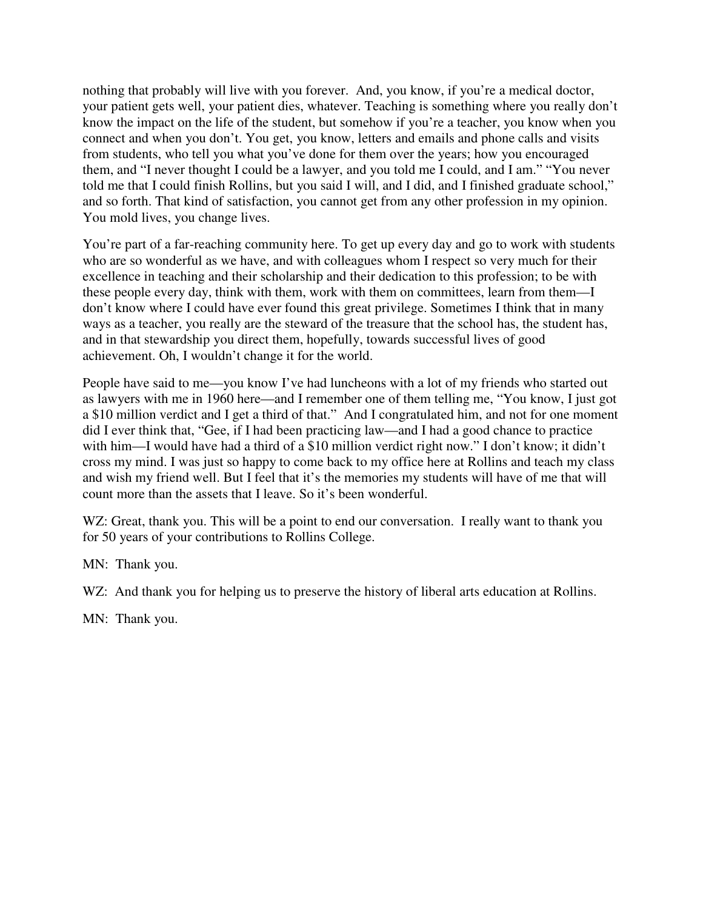nothing that probably will live with you forever. And, you know, if you're a medical doctor, your patient gets well, your patient dies, whatever. Teaching is something where you really don't know the impact on the life of the student, but somehow if you're a teacher, you know when you connect and when you don't. You get, you know, letters and emails and phone calls and visits from students, who tell you what you've done for them over the years; how you encouraged them, and "I never thought I could be a lawyer, and you told me I could, and I am." "You never told me that I could finish Rollins, but you said I will, and I did, and I finished graduate school," and so forth. That kind of satisfaction, you cannot get from any other profession in my opinion. You mold lives, you change lives.

You're part of a far-reaching community here. To get up every day and go to work with students who are so wonderful as we have, and with colleagues whom I respect so very much for their excellence in teaching and their scholarship and their dedication to this profession; to be with these people every day, think with them, work with them on committees, learn from them—I don't know where I could have ever found this great privilege. Sometimes I think that in many ways as a teacher, you really are the steward of the treasure that the school has, the student has, and in that stewardship you direct them, hopefully, towards successful lives of good achievement. Oh, I wouldn't change it for the world.

People have said to me—you know I've had luncheons with a lot of my friends who started out as lawyers with me in 1960 here—and I remember one of them telling me, "You know, I just got a $10 million verdict and I get a third of that." And I congratulated him, and not for one moment did I ever think that, "Gee, if I had been practicing law—and I had a good chance to practice with him—I would have had a third of a $10 million verdict right now." I don't know; it didn't cross my mind. I was just so happy to come back to my office here at Rollins and teach my class and wish my friend well. But I feel that it's the memories my students will have of me that will count more than the assets that I leave. So it's been wonderful.

WZ: Great, thank you. This will be a point to end our conversation. I really want to thank you for 50 years of your contributions to Rollins College.

MN: Thank you.

WZ: And thank you for helping us to preserve the history of liberal arts education at Rollins.

MN: Thank you.